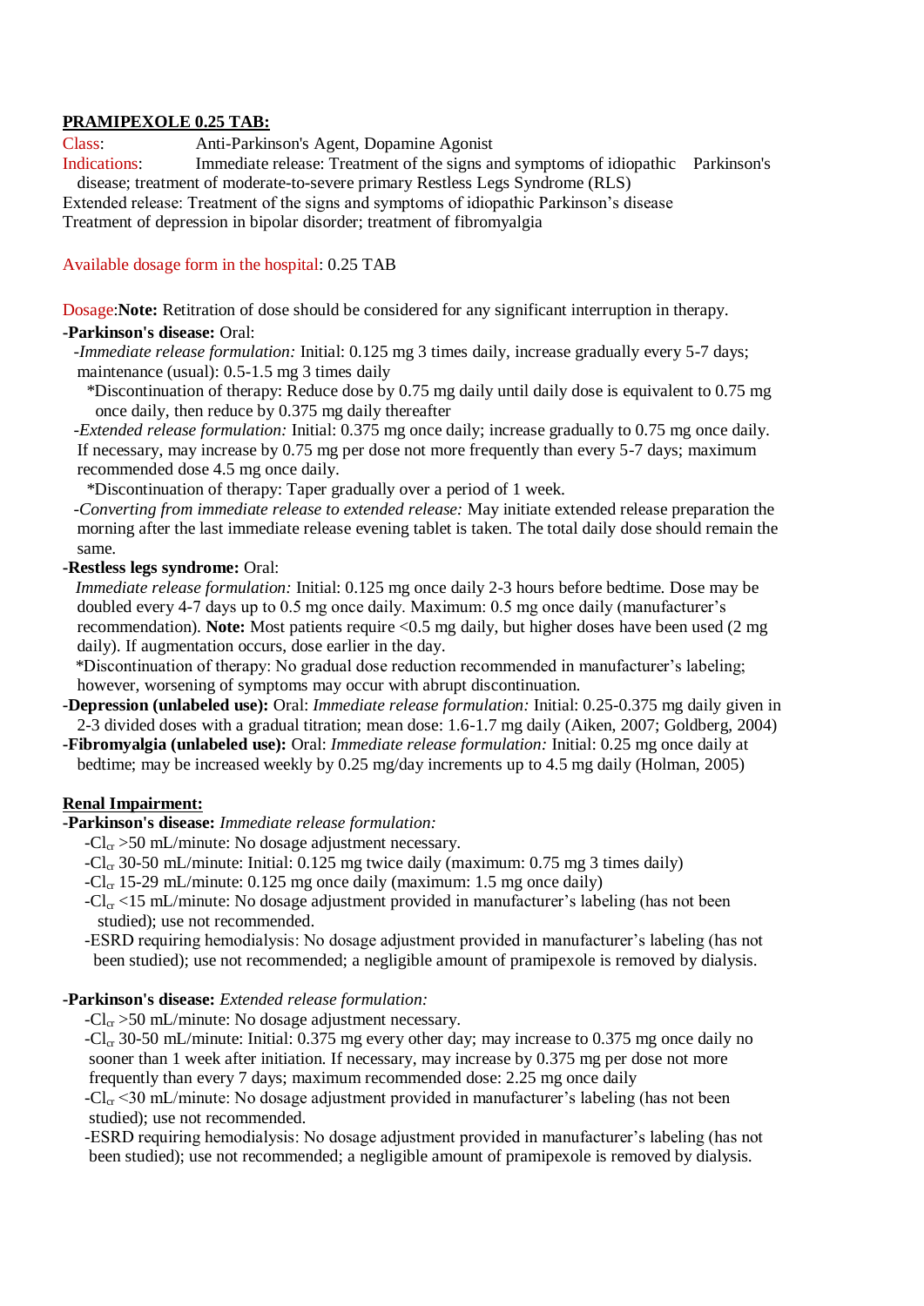**PRAMIPEXOLE 0.25 TAB:**

Class: Anti-Parkinson's Agent, Dopamine Agonist

Indications: Immediate release: Treatment of the signs and symptoms of idiopathic Parkinson's disease; treatment of moderate-to-severe primary Restless Legs Syndrome (RLS)
Extended release: Treatment of the signs and symptoms of idiopathic Parkinson's disease
Treatment of depression in bipolar disorder; treatment of fibromyalgia

Available dosage form in the hospital: 0.25 TAB

Dosage: **Note:** Retitration of dose should be considered for any significant interruption in therapy.

**-Parkinson's disease:** Oral:

-*Immediate release formulation:* Initial: 0.125 mg 3 times daily, increase gradually every 5-7 days; maintenance (usual): 0.5-1.5 mg 3 times daily

*Discontinuation of therapy: Reduce dose by 0.75 mg daily until daily dose is equivalent to 0.75 mg once daily, then reduce by 0.375 mg daily thereafter

-*Extended release formulation:* Initial: 0.375 mg once daily; increase gradually to 0.75 mg once daily. If necessary, may increase by 0.75 mg per dose not more frequently than every 5-7 days; maximum recommended dose 4.5 mg once daily.

*Discontinuation of therapy: Taper gradually over a period of 1 week.

-*Converting from immediate release to extended release:* May initiate extended release preparation the morning after the last immediate release evening tablet is taken. The total daily dose should remain the same.

**-Restless legs syndrome:** Oral:

*Immediate release formulation:* Initial: 0.125 mg once daily 2-3 hours before bedtime. Dose may be doubled every 4-7 days up to 0.5 mg once daily. Maximum: 0.5 mg once daily (manufacturer's recommendation). **Note:** Most patients require <0.5 mg daily, but higher doses have been used (2 mg daily). If augmentation occurs, dose earlier in the day.

*Discontinuation of therapy: No gradual dose reduction recommended in manufacturer's labeling; however, worsening of symptoms may occur with abrupt discontinuation.

**-Depression (unlabeled use):** Oral: *Immediate release formulation:* Initial: 0.25-0.375 mg daily given in 2-3 divided doses with a gradual titration; mean dose: 1.6-1.7 mg daily (Aiken, 2007; Goldberg, 2004)

**-Fibromyalgia (unlabeled use):** Oral: *Immediate release formulation:* Initial: 0.25 mg once daily at bedtime; may be increased weekly by 0.25 mg/day increments up to 4.5 mg daily (Holman, 2005)

**Renal Impairment:**

**-Parkinson's disease:** *Immediate release formulation:*

- $Cl_{cr}$ >50 mL/minute: No dosage adjustment necessary.
- $Cl_{cr}$ 30-50 mL/minute: Initial: 0.125 mg twice daily (maximum: 0.75 mg 3 times daily)
- $Cl_{cr}$ 15-29 mL/minute: 0.125 mg once daily (maximum: 1.5 mg once daily)
- $Cl_{cr}$ <15 mL/minute: No dosage adjustment provided in manufacturer's labeling (has not been studied); use not recommended.
- ESRD requiring hemodialysis: No dosage adjustment provided in manufacturer's labeling (has not been studied); use not recommended; a negligible amount of pramipexole is removed by dialysis.

**-Parkinson's disease:** *Extended release formulation:*

- $Cl_{cr}$ >50 mL/minute: No dosage adjustment necessary.
- $Cl_{cr}$ 30-50 mL/minute: Initial: 0.375 mg every other day; may increase to 0.375 mg once daily no sooner than 1 week after initiation. If necessary, may increase by 0.375 mg per dose not more frequently than every 7 days; maximum recommended dose: 2.25 mg once daily
- $Cl_{cr}$ <30 mL/minute: No dosage adjustment provided in manufacturer's labeling (has not been studied); use not recommended.
- ESRD requiring hemodialysis: No dosage adjustment provided in manufacturer's labeling (has not been studied); use not recommended; a negligible amount of pramipexole is removed by dialysis.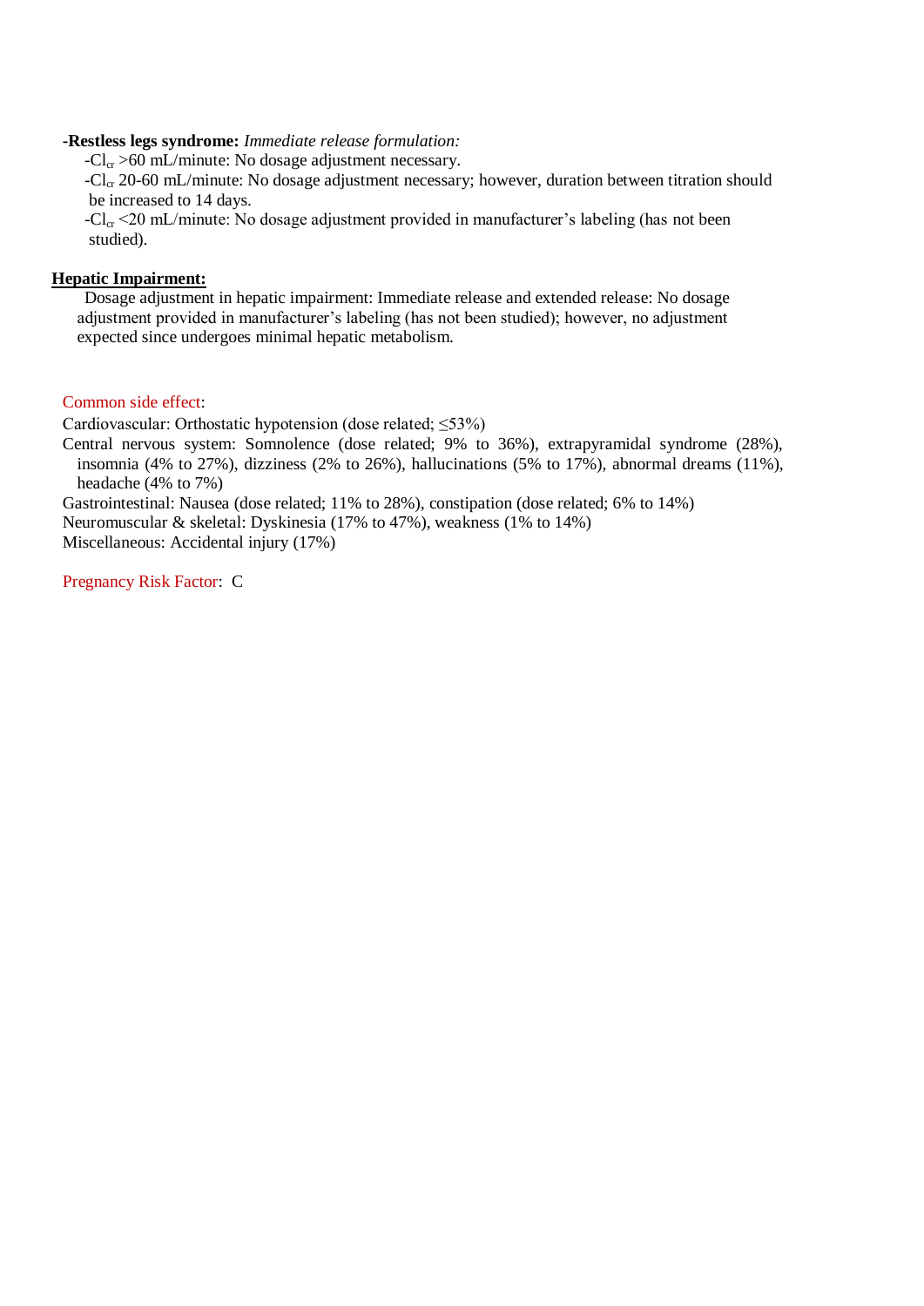**-Restless legs syndrome:** *Immediate release formulation:*

- $Cl_{cr}$ >60 mL/minute: No dosage adjustment necessary.
- $Cl_{cr}$ 20-60 mL/minute: No dosage adjustment necessary; however, duration between titration should be increased to 14 days.
- $Cl_{cr}$ <20 mL/minute: No dosage adjustment provided in manufacturer's labeling (has not been studied).

**Hepatic Impairment:**

Dosage adjustment in hepatic impairment: Immediate release and extended release: No dosage adjustment provided in manufacturer's labeling (has not been studied); however, no adjustment expected since undergoes minimal hepatic metabolism.

Common side effect:

Cardiovascular: Orthostatic hypotension (dose related; ≤53%)

Central nervous system: Somnolence (dose related; 9% to 36%), extrapyramidal syndrome (28%), insomnia (4% to 27%), dizziness (2% to 26%), hallucinations (5% to 17%), abnormal dreams (11%), headache (4% to 7%)

Gastrointestinal: Nausea (dose related; 11% to 28%), constipation (dose related; 6% to 14%)

Neuromuscular & skeletal: Dyskinesia (17% to 47%), weakness (1% to 14%)

Miscellaneous: Accidental injury (17%)

Pregnancy Risk Factor: C